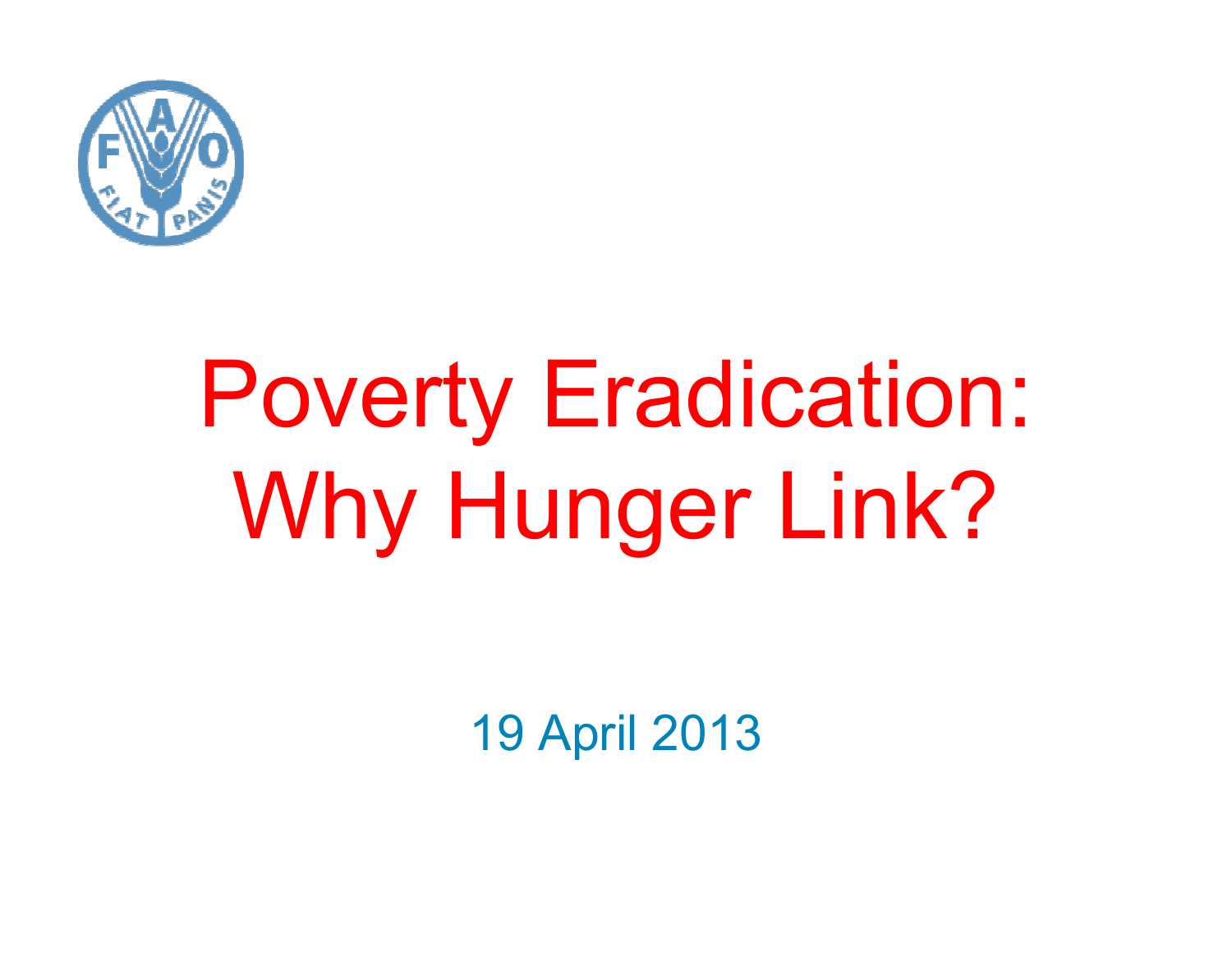# Poverty Eradication: Why Hunger Link?

19 April 2013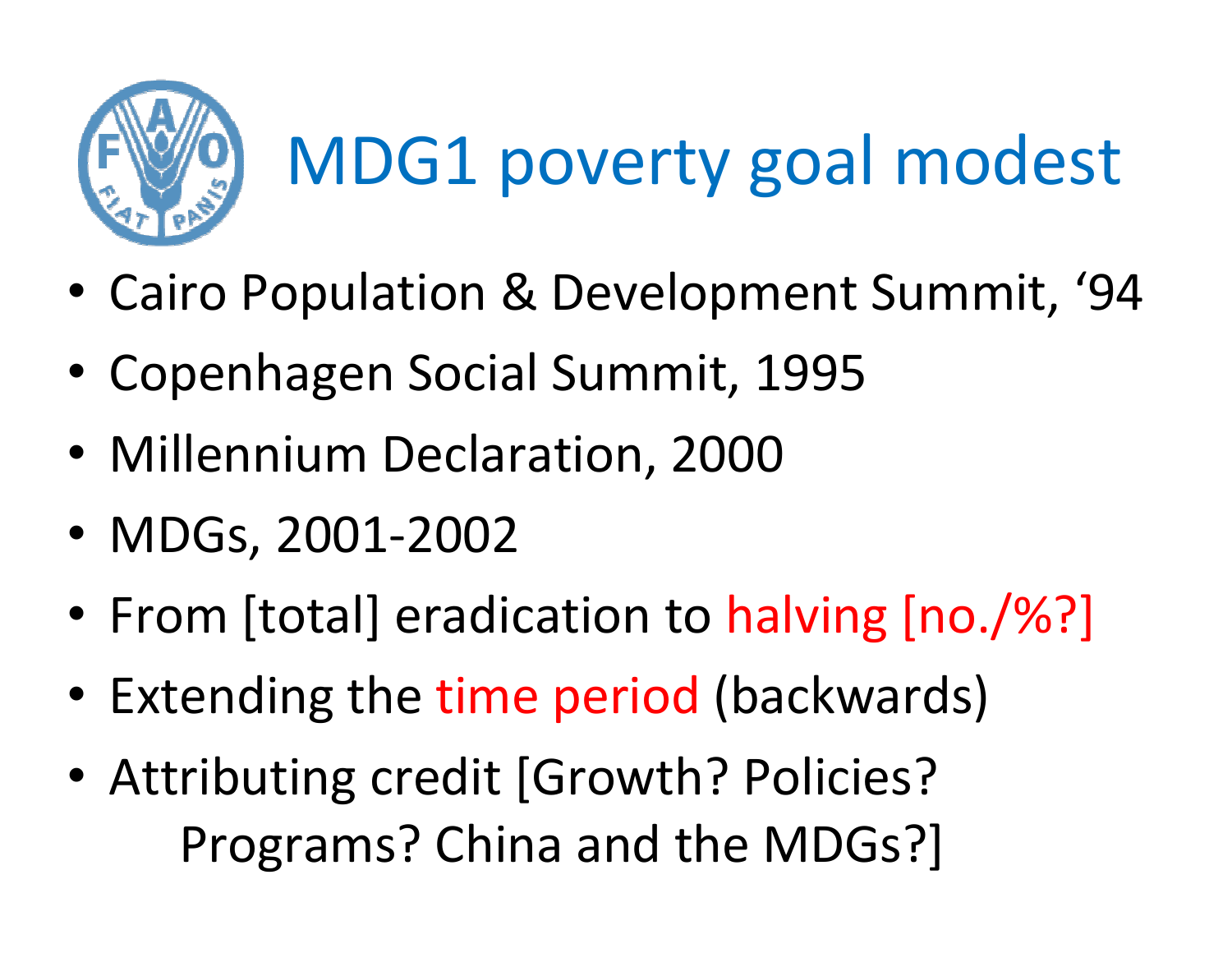# MDG1 poverty goal modest

- Cairo Population & Development Summit, '94
- Copenhagen Social Summit, 1995
- Millennium Declaration, 2000
- MDGs, 2001-2002
- From [total] eradication to halving [no./%?]
- Extending the time period (backwards)
- Attributing credit [Growth? Policies? Programs? China and the MDGs?]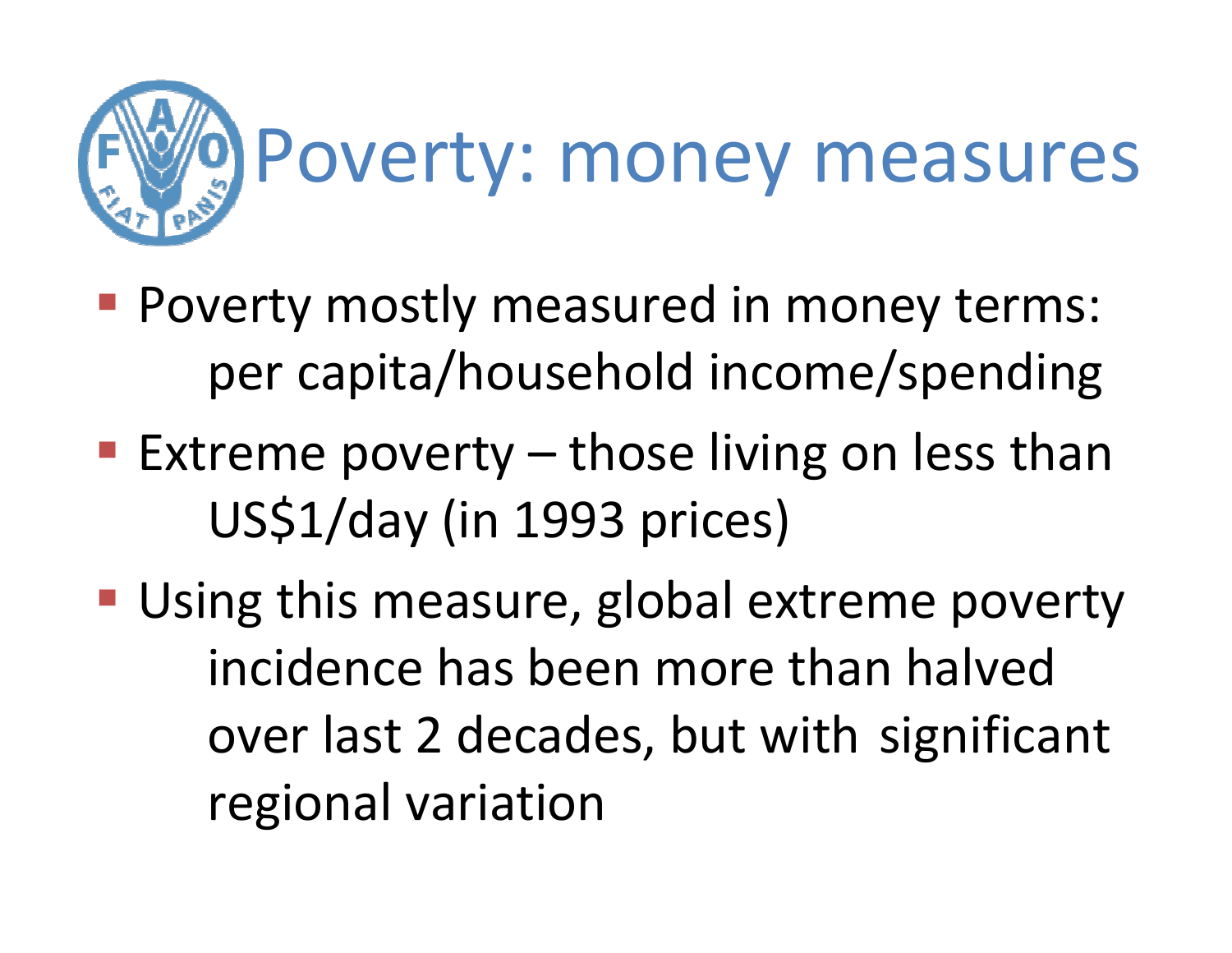# Poverty: money measures

- Poverty mostly measured in money terms: per capita/household income/spending
- Extreme poverty – those living on less than US$1/day (in 1993 prices)
- Using this measure, global extreme poverty incidence has been more than halved over last 2 decades, but with significant regional variation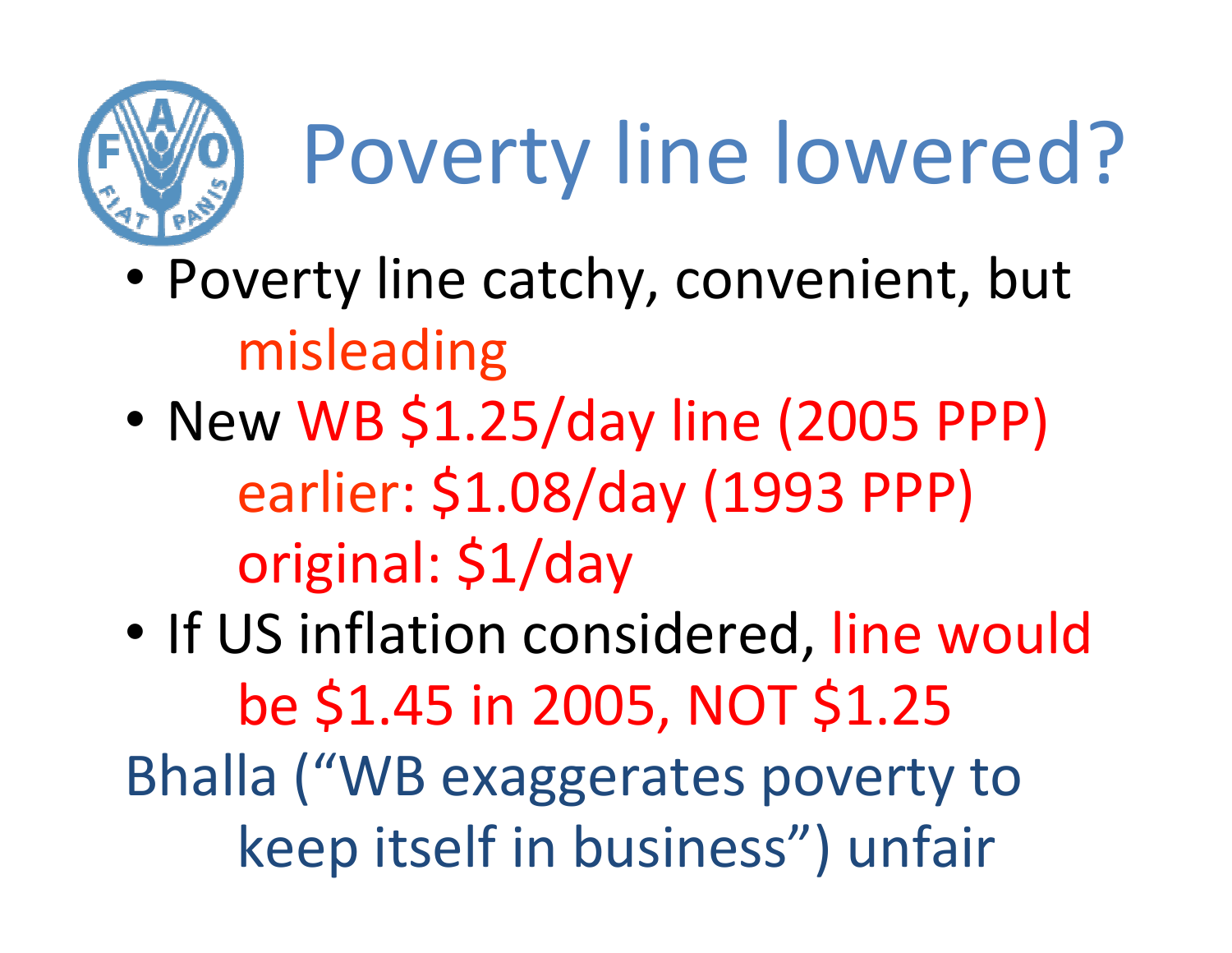# Poverty line lowered?

- Poverty line catchy, convenient, but misleading
- New WB $1.25/day line (2005 PPP) earlier: $1.08/day (1993 PPP) original: $1/day
- If US inflation considered, line would be $1.45 in 2005, NOT $1.25

Bhalla ("WB exaggerates poverty to keep itself in business") unfair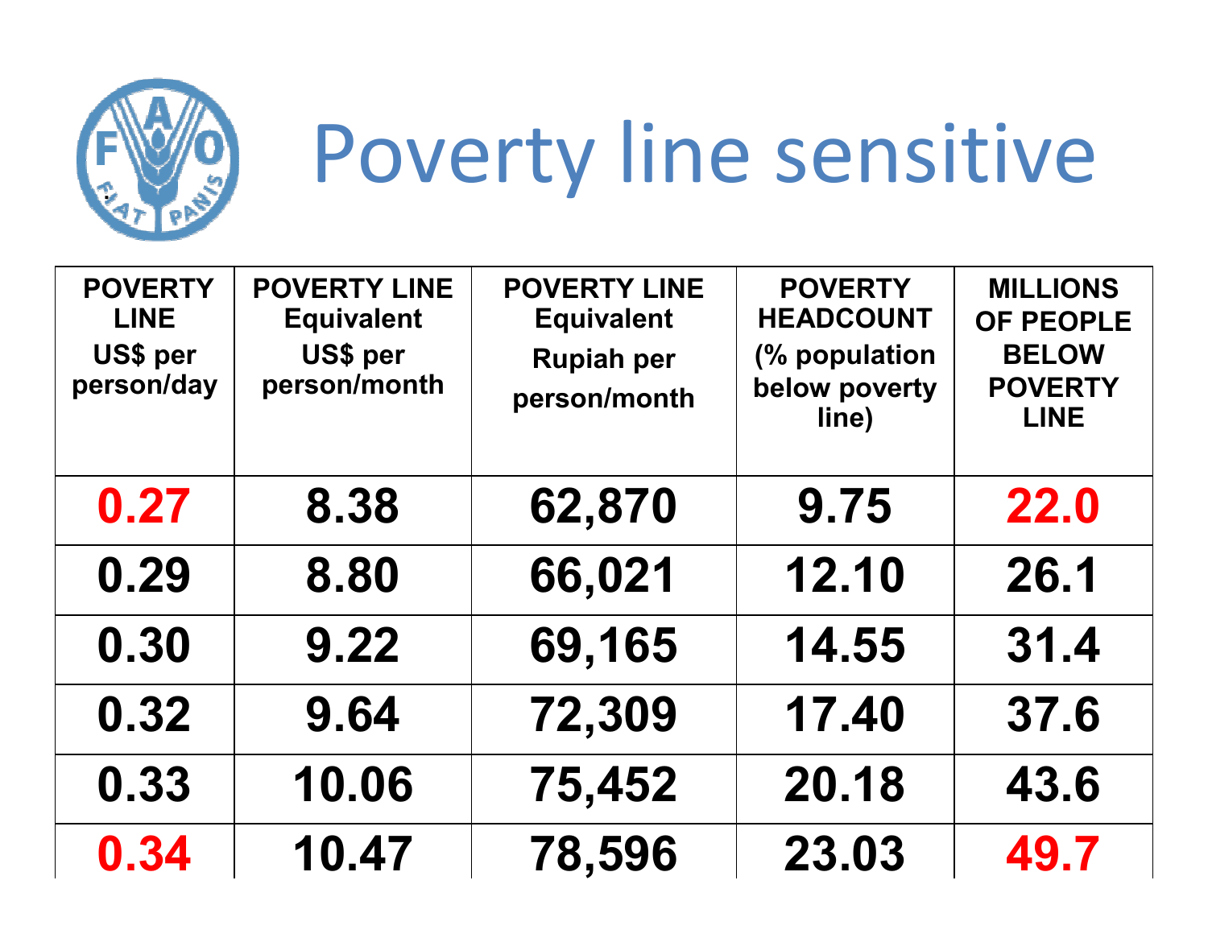# Poverty line sensitive

| POVERTY LINE US$ per person/day | POVERTY LINE Equivalent US$ per person/month | POVERTY LINE Equivalent Rupiah per person/month | POVERTY HEADCOUNT (% population below poverty line) | MILLIONS OF PEOPLE BELOW POVERTY LINE |
|---|---|---|---|---|
| 0.27 | 8.38 | 62,870 | 9.75 | 22.0 |
| 0.29 | 8.80 | 66,021 | 12.10 | 26.1 |
| 0.30 | 9.22 | 69,165 | 14.55 | 31.4 |
| 0.32 | 9.64 | 72,309 | 17.40 | 37.6 |
| 0.33 | 10.06 | 75,452 | 20.18 | 43.6 |
| 0.34 | 10.47 | 78,596 | 23.03 | 49.7 |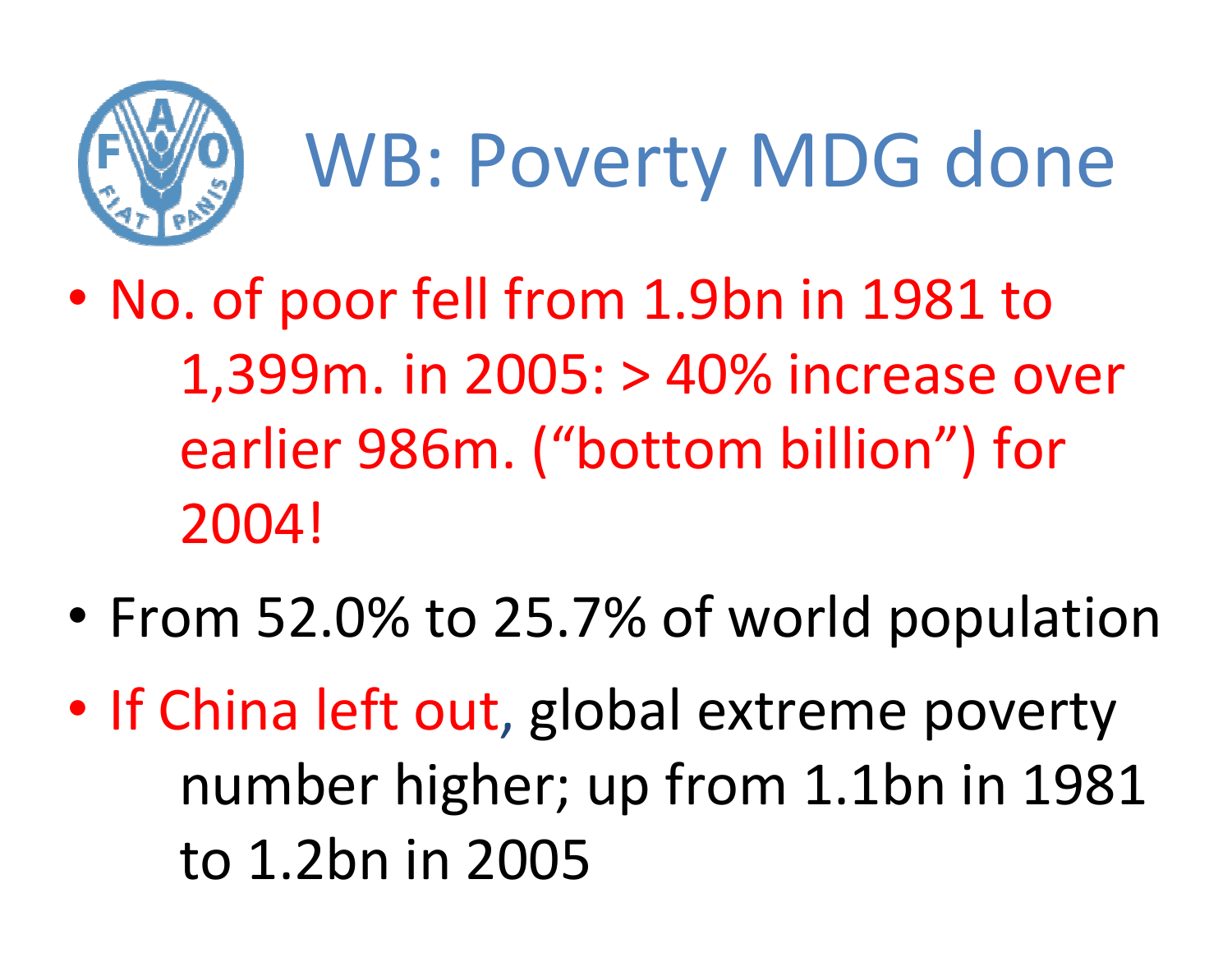# WB: Poverty MDG done

- No. of poor fell from 1.9bn in 1981 to 1,399m. in 2005: > 40% increase over earlier 986m. ("bottom billion") for 2004!
- From 52.0% to 25.7% of world population
- If China left out, global extreme poverty number higher; up from 1.1bn in 1981 to 1.2bn in 2005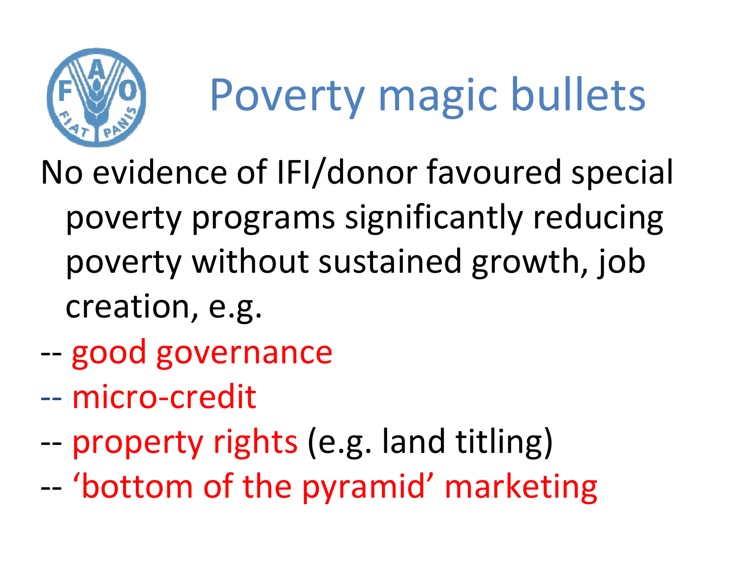# Poverty magic bullets

No evidence of IFI/donor favoured special poverty programs significantly reducing poverty without sustained growth, job creation, e.g.

-- good governance

-- micro-credit

-- property rights (e.g. land titling)

-- 'bottom of the pyramid' marketing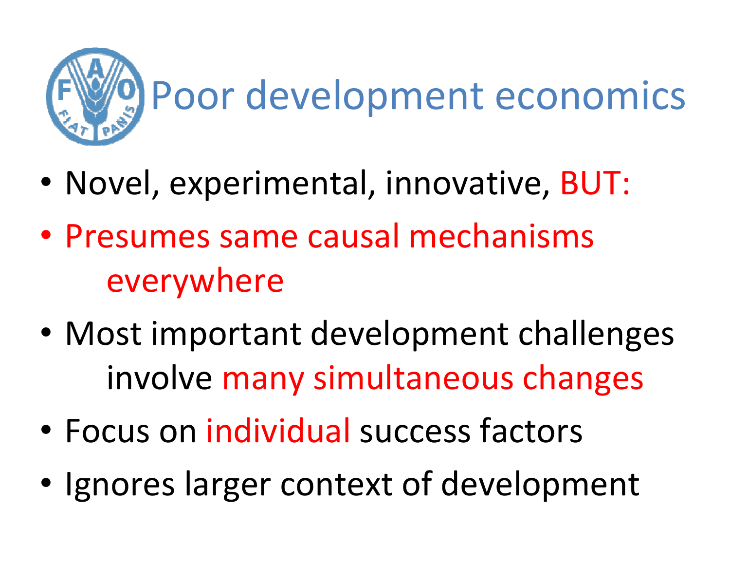# Poor development economics

- Novel, experimental, innovative, BUT:
- Presumes same causal mechanisms everywhere
- Most important development challenges involve many simultaneous changes
- Focus on individual success factors
- Ignores larger context of development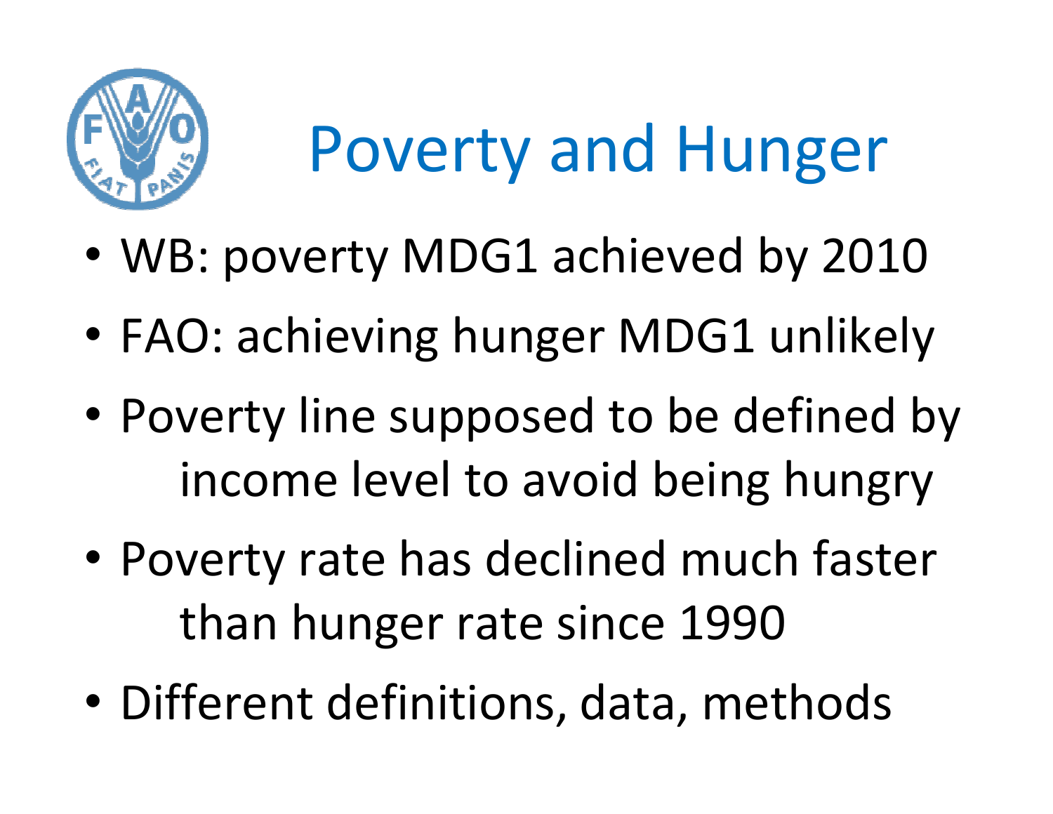# Poverty and Hunger

- WB: poverty MDG1 achieved by 2010
- FAO: achieving hunger MDG1 unlikely
- Poverty line supposed to be defined by income level to avoid being hungry
- Poverty rate has declined much faster than hunger rate since 1990
- Different definitions, data, methods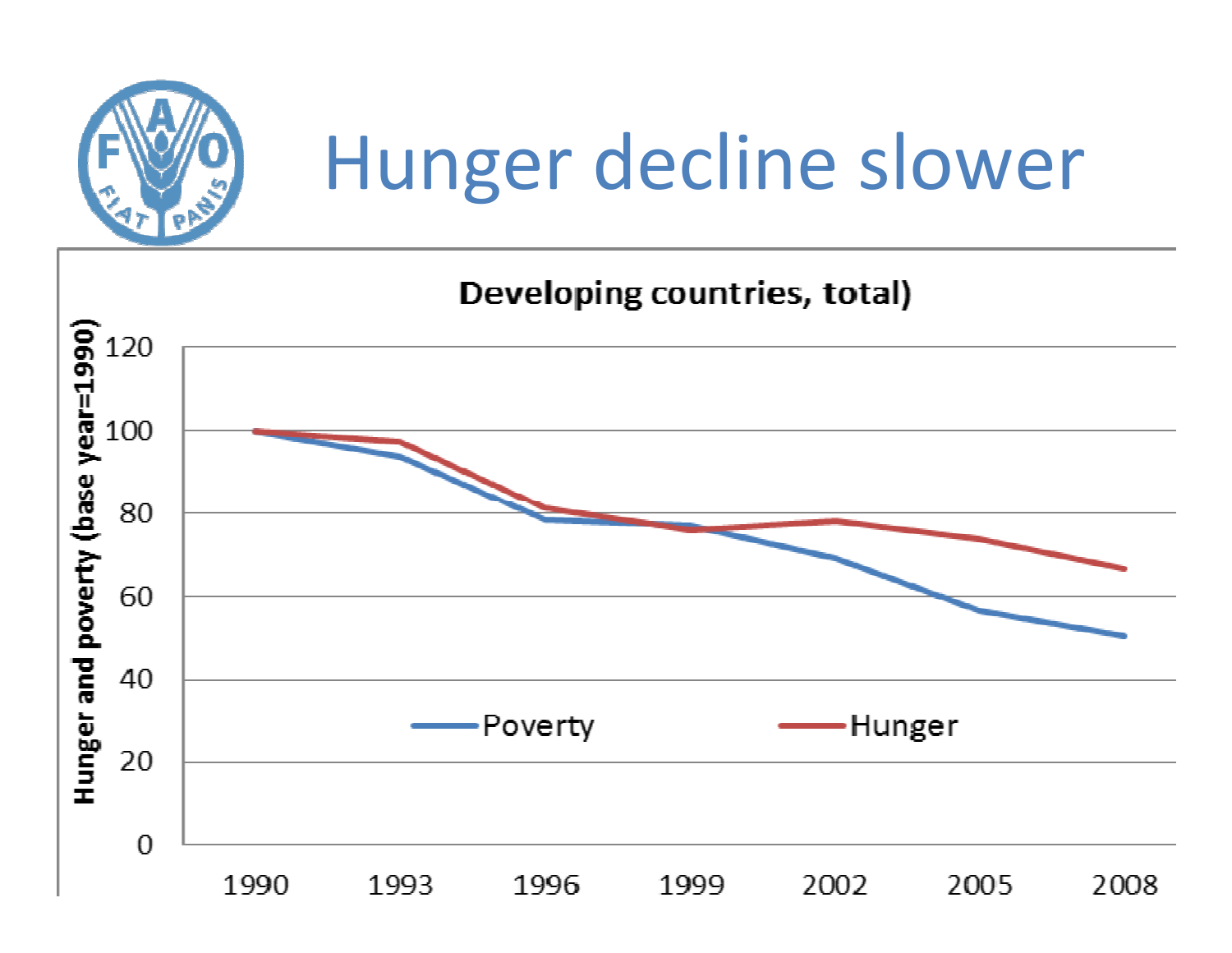# Hunger decline slower

**Developing countries, total)**

Hunger and poverty (base year=1990)

| Year | Poverty | Hunger |
|---|---|---|
| 1990 | 100 | 100 |
| 1993 | 94 | 97 |
| 1996 | 79 | 81 |
| 1999 | 77 | 76 |
| 2002 | 69 | 78 |
| 2005 | 56 | 74 |
| 2008 | 50 | 67 |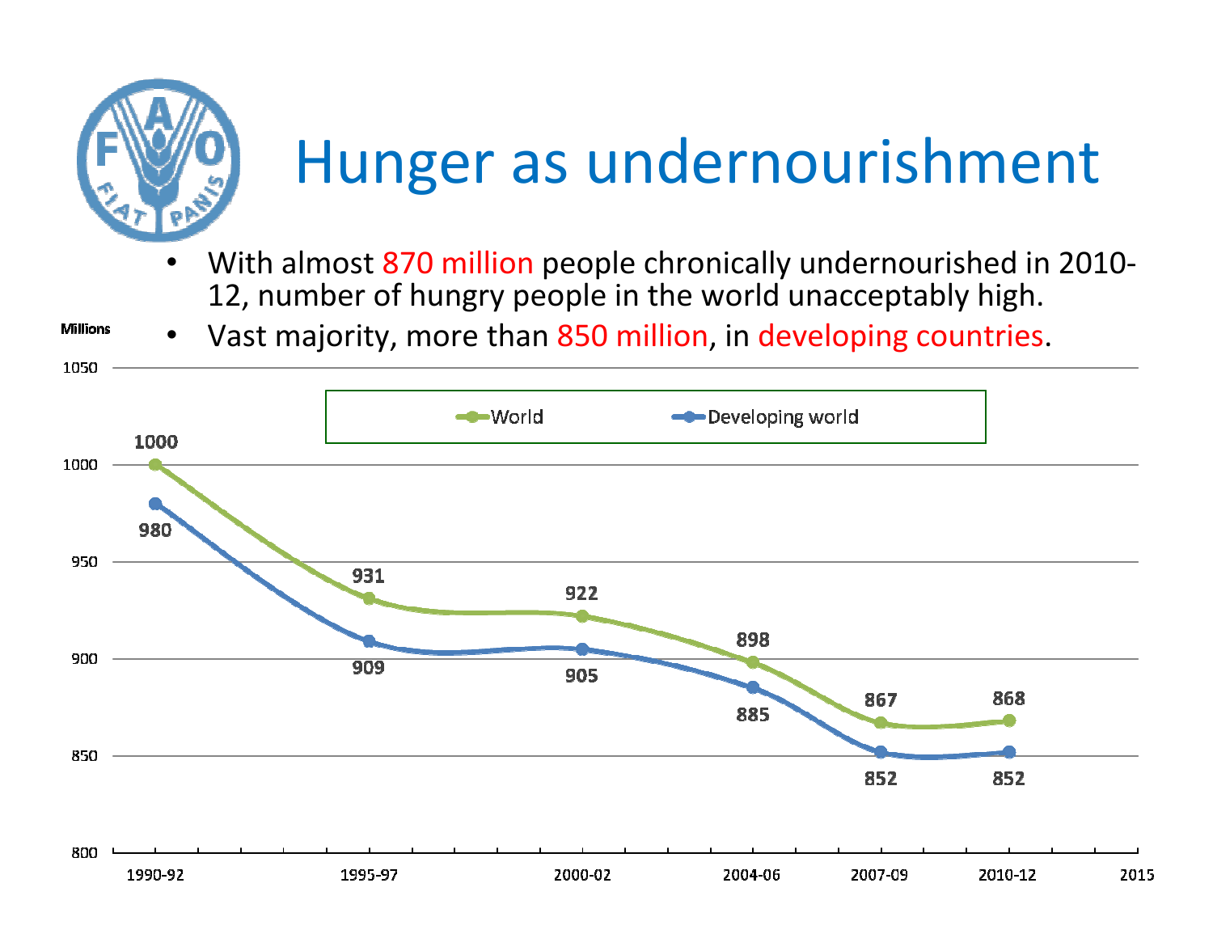# Hunger as undernourishment

- With almost 870 million people chronically undernourished in 2010-12, number of hungry people in the world unacceptably high.
- Vast majority, more than 850 million, in developing countries.

Millions

| | 1990-92 | 1995-97 | 2000-02 | 2004-06 | 2007-09 | 2010-12 |
|---|---|---|---|---|---|---|
| World | 1000 | 931 | 922 | 898 | 867 | 868 |
| Developing world | 980 | 909 | 905 | 885 | 852 | 852 |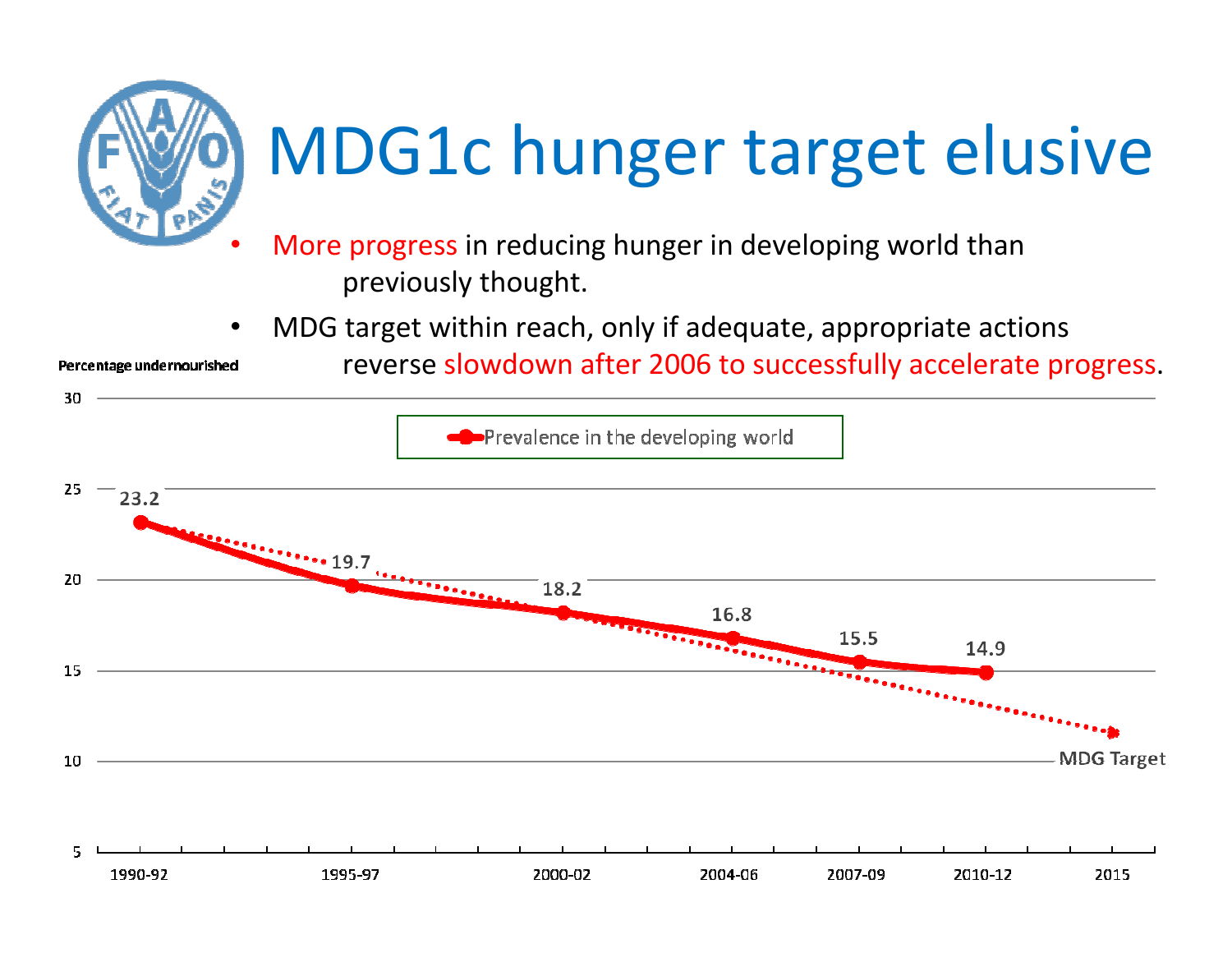# MDG1c hunger target elusive

- More progress in reducing hunger in developing world than previously thought.
- MDG target within reach, only if adequate, appropriate actions reverse slowdown after 2006 to successfully accelerate progress.

Percentage undernourished

| Period | Prevalence in the developing world |
|---|---|
| 1990-92 | 23.2 |
| 1995-97 | 19.7 |
| 2000-02 | 18.2 |
| 2004-06 | 16.8 |
| 2007-09 | 15.5 |
| 2010-12 | 14.9 |
| 2015 | MDG Target |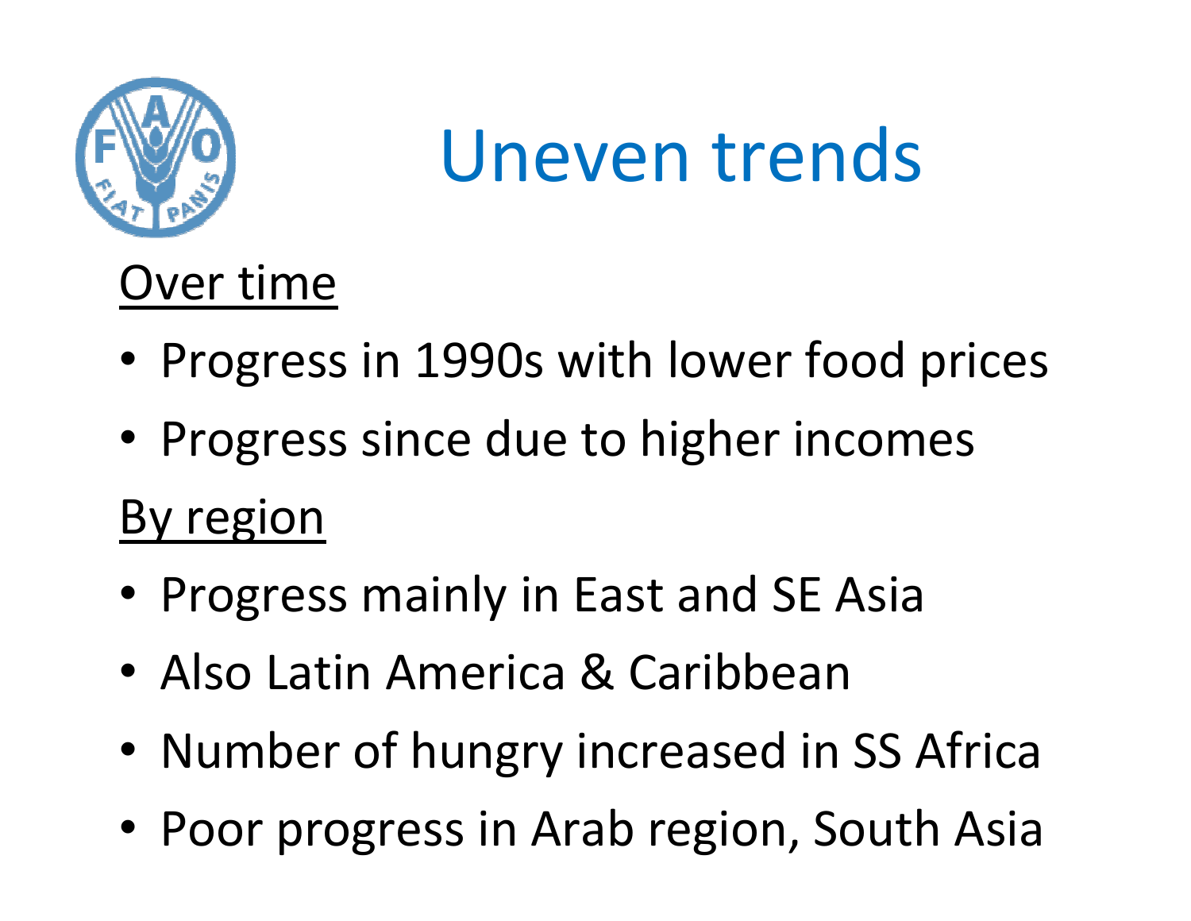# Uneven trends

Over time

- Progress in 1990s with lower food prices
- Progress since due to higher incomes

By region

- Progress mainly in East and SE Asia
- Also Latin America & Caribbean
- Number of hungry increased in SS Africa
- Poor progress in Arab region, South Asia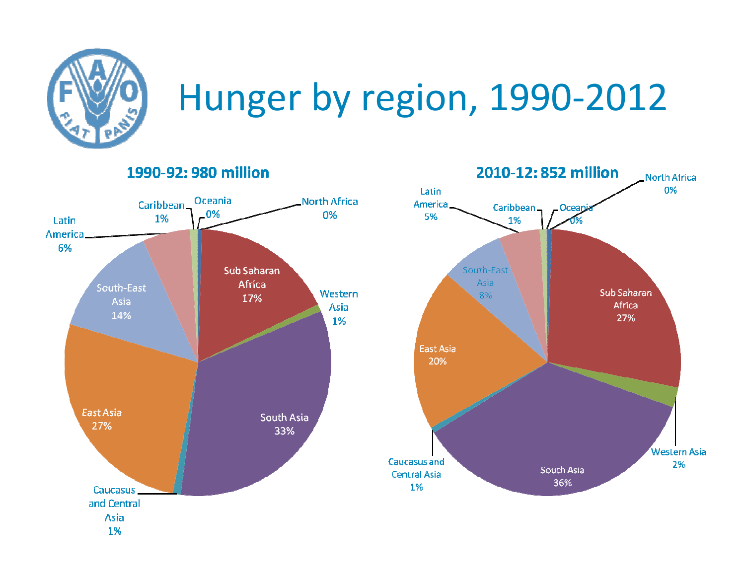# Hunger by region, 1990-2012

## 1990-92: 980 million

| Region | Share |
|---|---|
| Sub Saharan Africa | 17% |
| Western Asia | 1% |
| South Asia | 33% |
| Caucasus and Central Asia | 1% |
| East Asia | 27% |
| South-East Asia | 14% |
| Latin America | 6% |
| Caribbean | 1% |
| Oceania | 0% |
| North Africa | 0% |

## 2010-12: 852 million

| Region | Share |
|---|---|
| Sub Saharan Africa | 27% |
| Western Asia | 2% |
| South Asia | 36% |
| Caucasus and Central Asia | 1% |
| East Asia | 20% |
| South-East Asia | 8% |
| Latin America | 5% |
| Caribbean | 1% |
| Oceania | 0% |
| North Africa | 0% |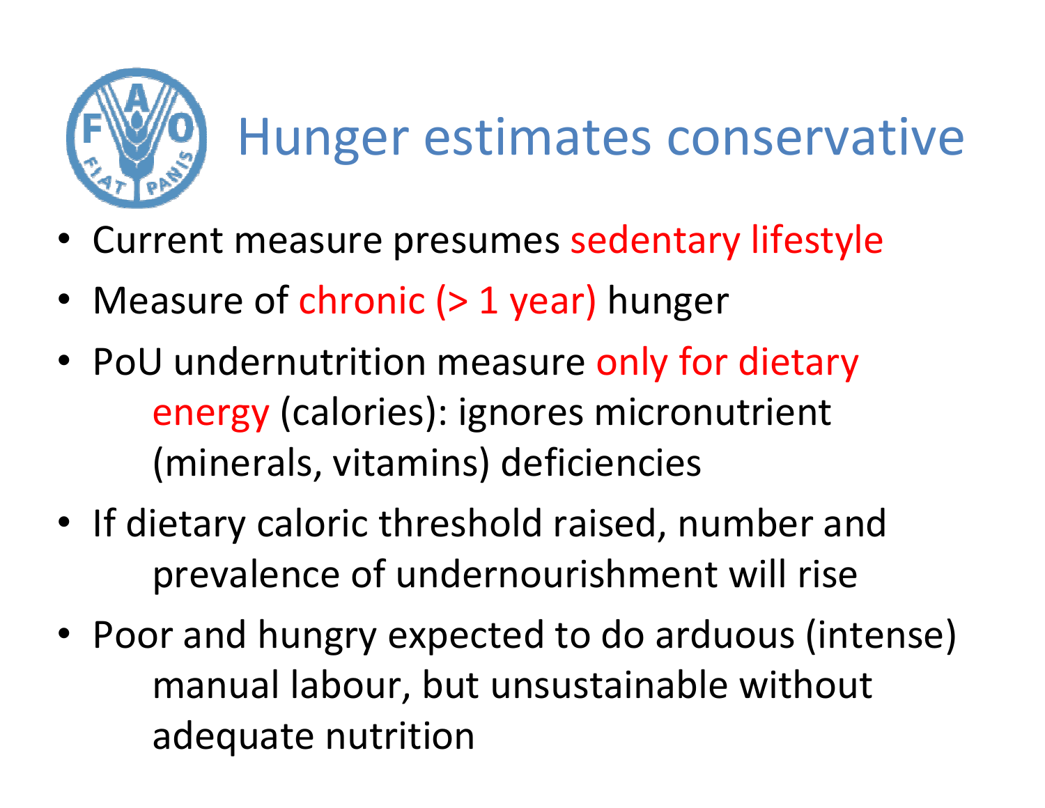# Hunger estimates conservative

- Current measure presumes sedentary lifestyle
- Measure of chronic (> 1 year) hunger
- PoU undernutrition measure only for dietary energy (calories): ignores micronutrient (minerals, vitamins) deficiencies
- If dietary caloric threshold raised, number and prevalence of undernourishment will rise
- Poor and hungry expected to do arduous (intense) manual labour, but unsustainable without adequate nutrition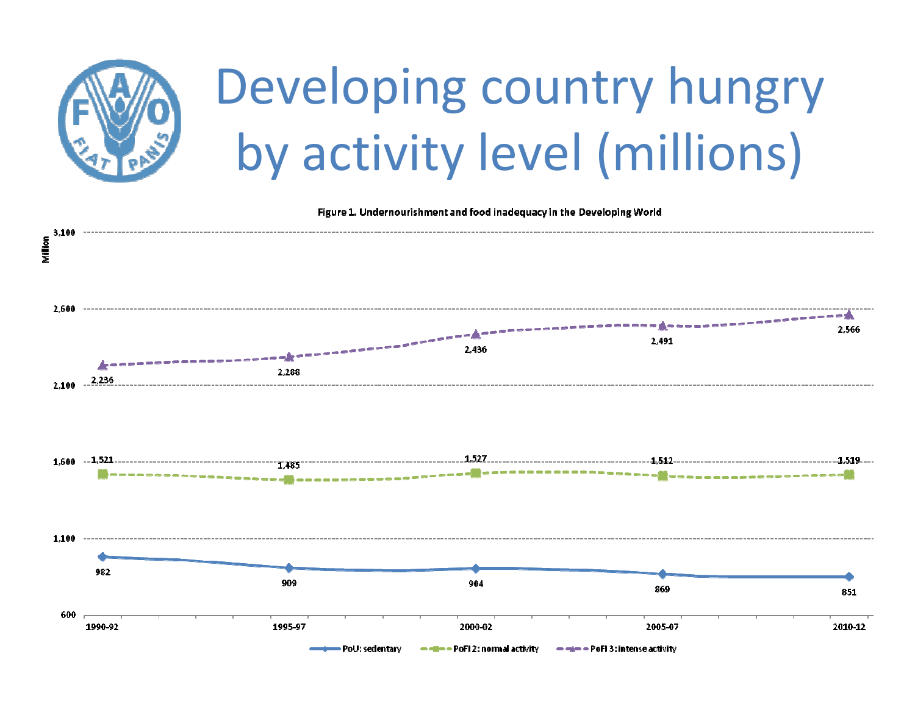# Developing country hungry by activity level (millions)

**Figure 1. Undernourishment and food inadequacy in the Developing World**

| | 1990-92 | 1995-97 | 2000-02 | 2005-07 | 2010-12 |
|---|---|---|---|---|---|
| PoU: sedentary | 982 | 909 | 904 | 869 | 851 |
| PoFI 2: normal activity | 1,521 | 1,485 | 1,527 | 1,512 | 1,519 |
| PoFI 3: intense activity | 2,236 | 2,288 | 2,436 | 2,491 | 2,566 |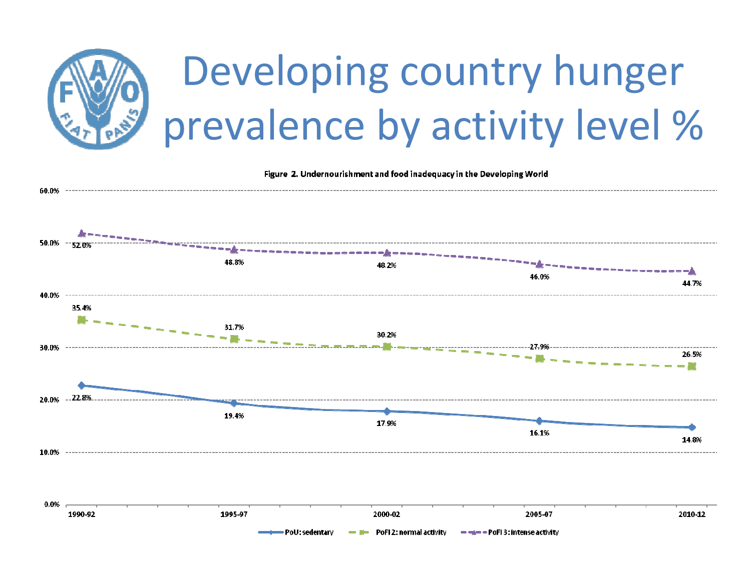# Developing country hunger prevalence by activity level %

**Figure 2. Undernourishment and food inadequacy in the Developing World**

| | 1990-92 | 1995-97 | 2000-02 | 2005-07 | 2010-12 |
|---|---|---|---|---|---|
| PoU: sedentary | 22.8% | 19.4% | 17.9% | 16.1% | 14.8% |
| PoFI 2: normal activity | 35.4% | 31.7% | 30.2% | 27.9% | 26.5% |
| PoFI 3: intense activity | 52.0% | 48.8% | 48.2% | 46.0% | 44.7% |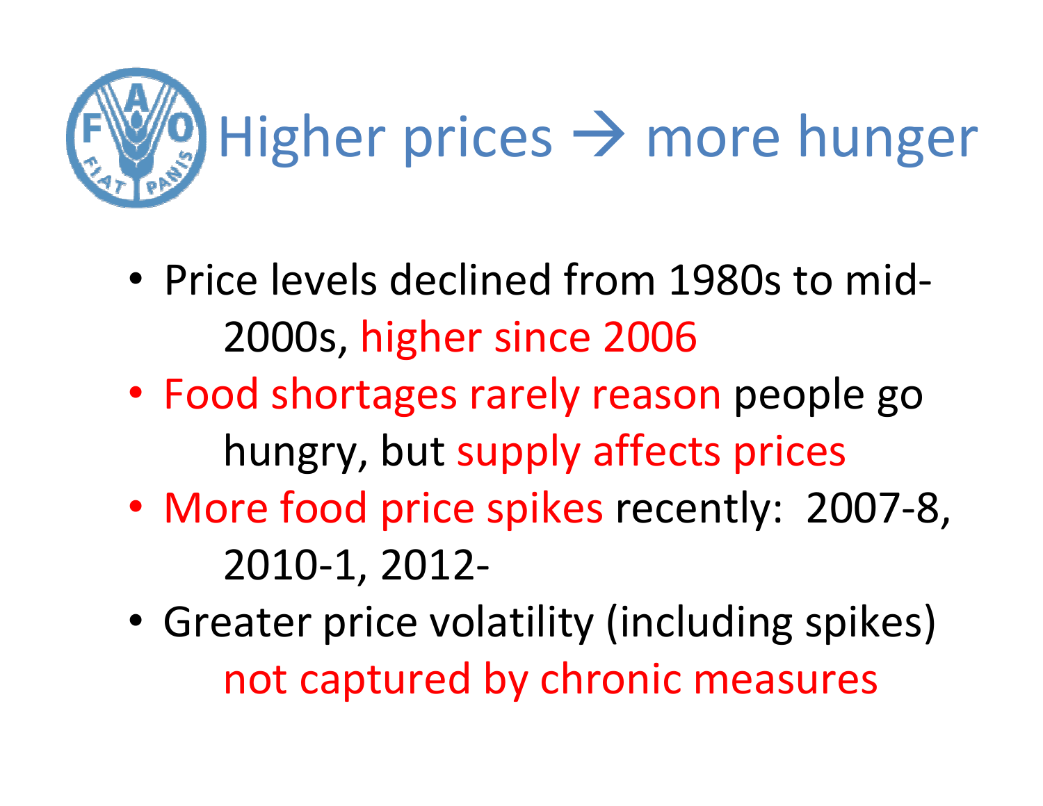# Higher prices → more hunger

- Price levels declined from 1980s to mid-2000s, higher since 2006
- Food shortages rarely reason people go hungry, but supply affects prices
- More food price spikes recently: 2007-8, 2010-1, 2012-
- Greater price volatility (including spikes) not captured by chronic measures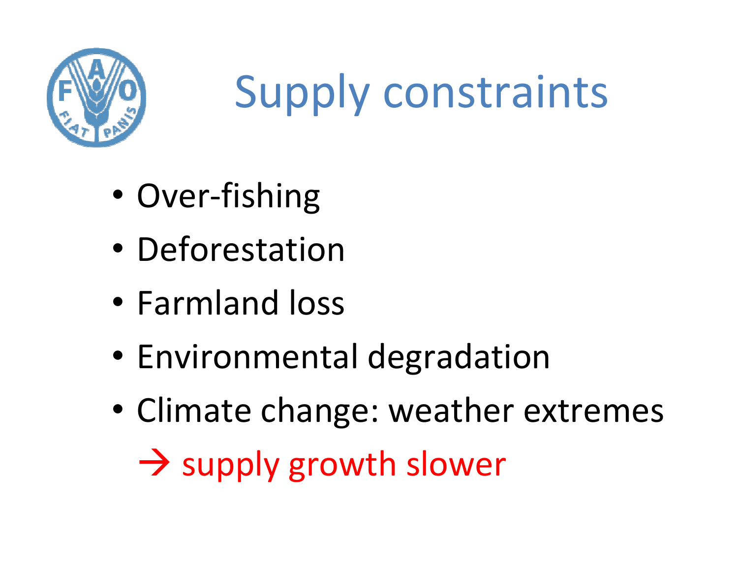# Supply constraints

- Over-fishing
- Deforestation
- Farmland loss
- Environmental degradation
- Climate change: weather extremes

  → supply growth slower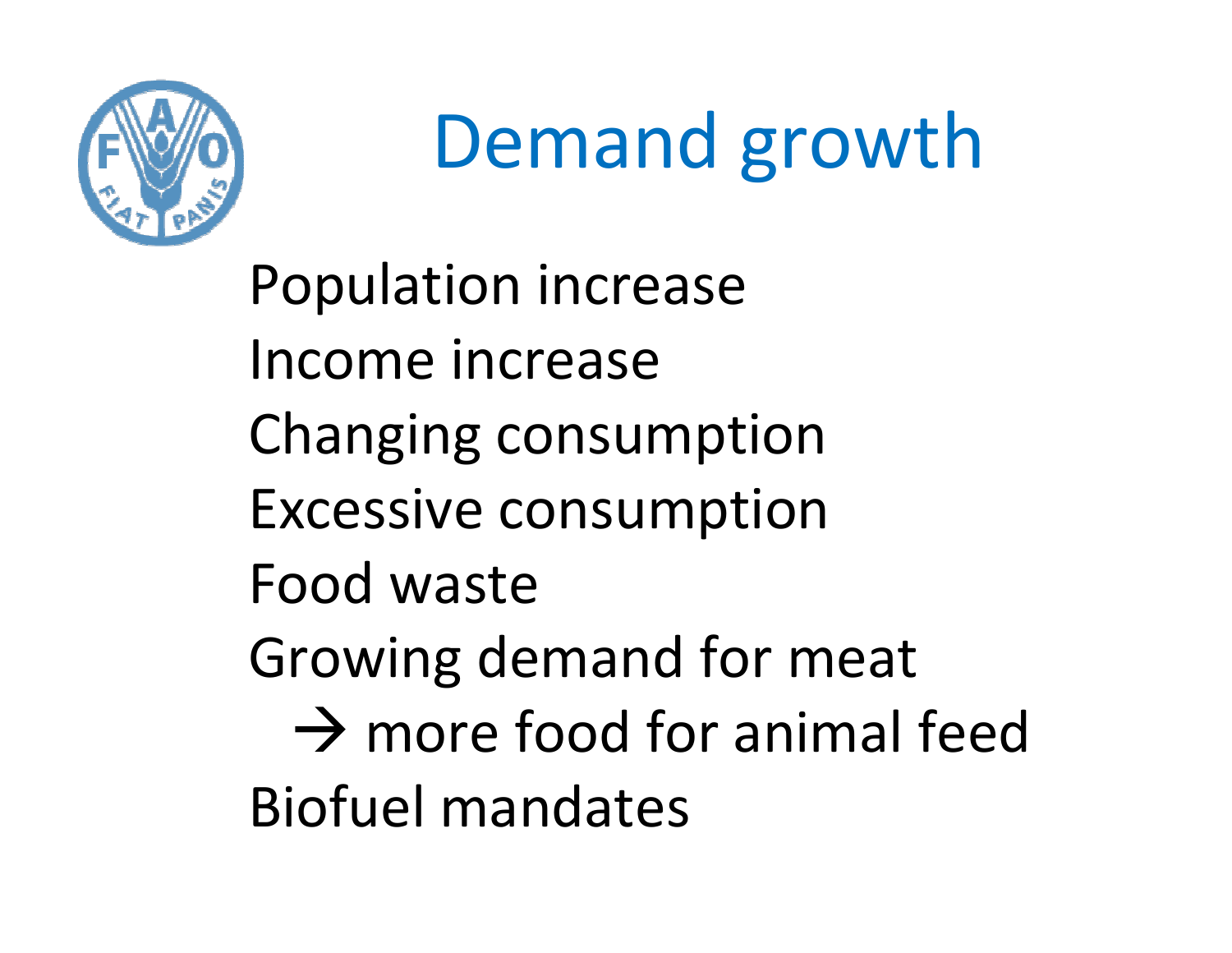# Demand growth

- Population increase
- Income increase
- Changing consumption
- Excessive consumption
- Food waste
- Growing demand for meat
  - → more food for animal feed
- Biofuel mandates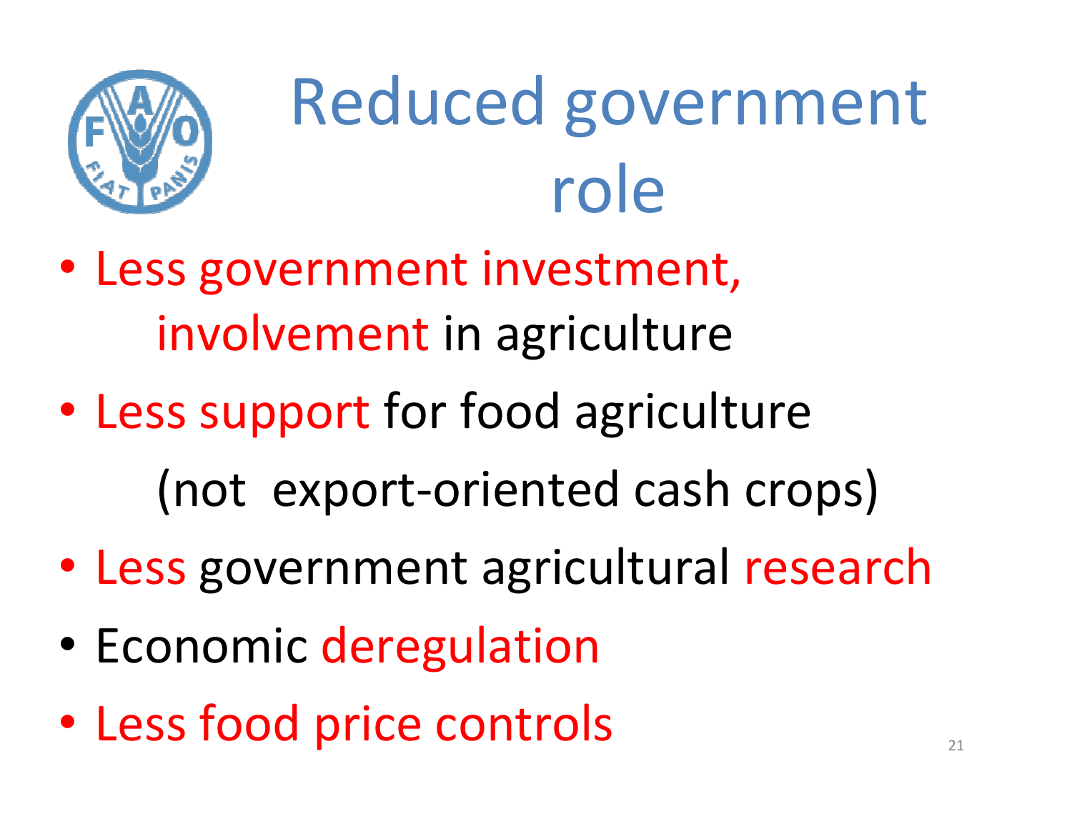# Reduced government role

- Less government investment, involvement in agriculture
- Less support for food agriculture (not export-oriented cash crops)
- Less government agricultural research
- Economic deregulation
- Less food price controls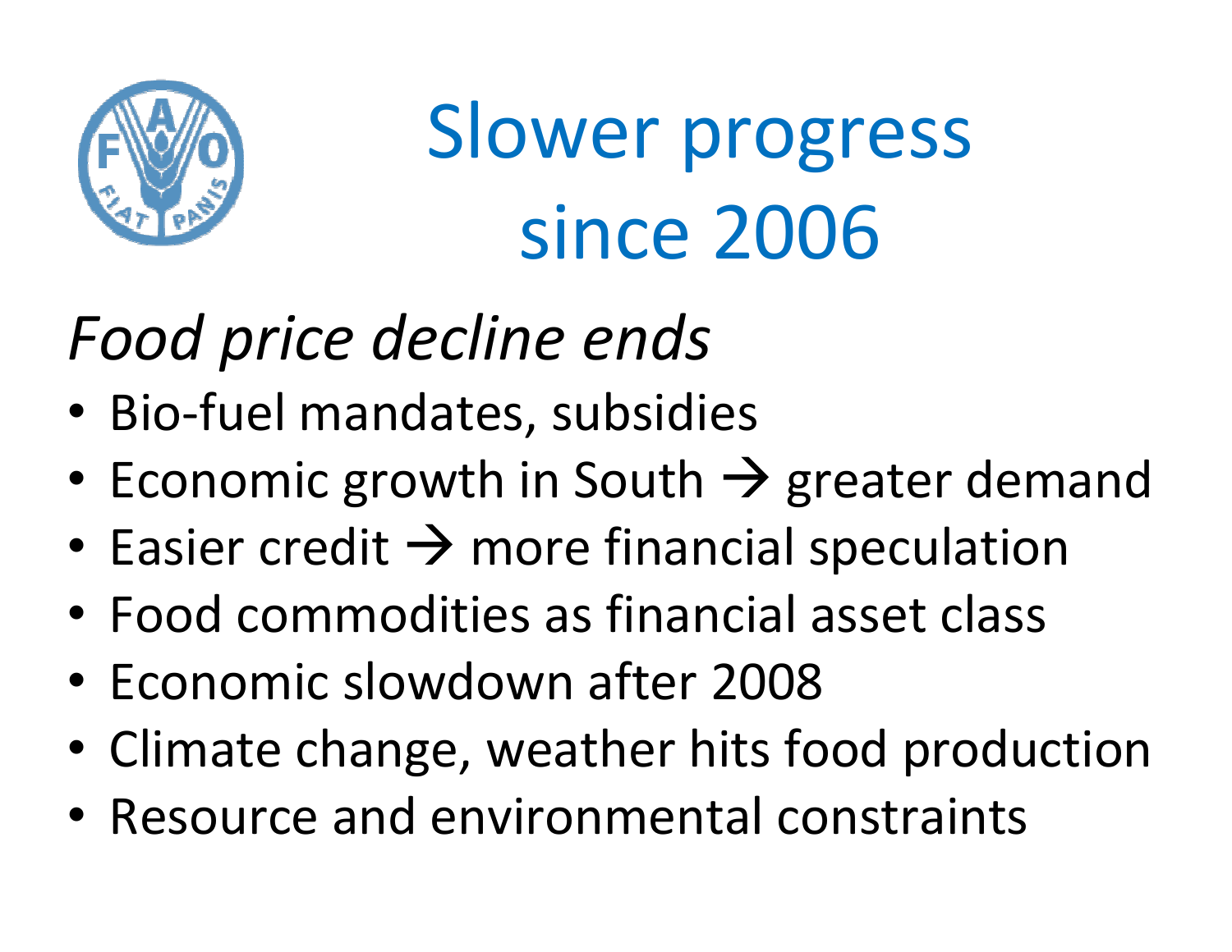# Slower progress since 2006

*Food price decline ends*

- Bio-fuel mandates, subsidies
- Economic growth in South → greater demand
- Easier credit → more financial speculation
- Food commodities as financial asset class
- Economic slowdown after 2008
- Climate change, weather hits food production
- Resource and environmental constraints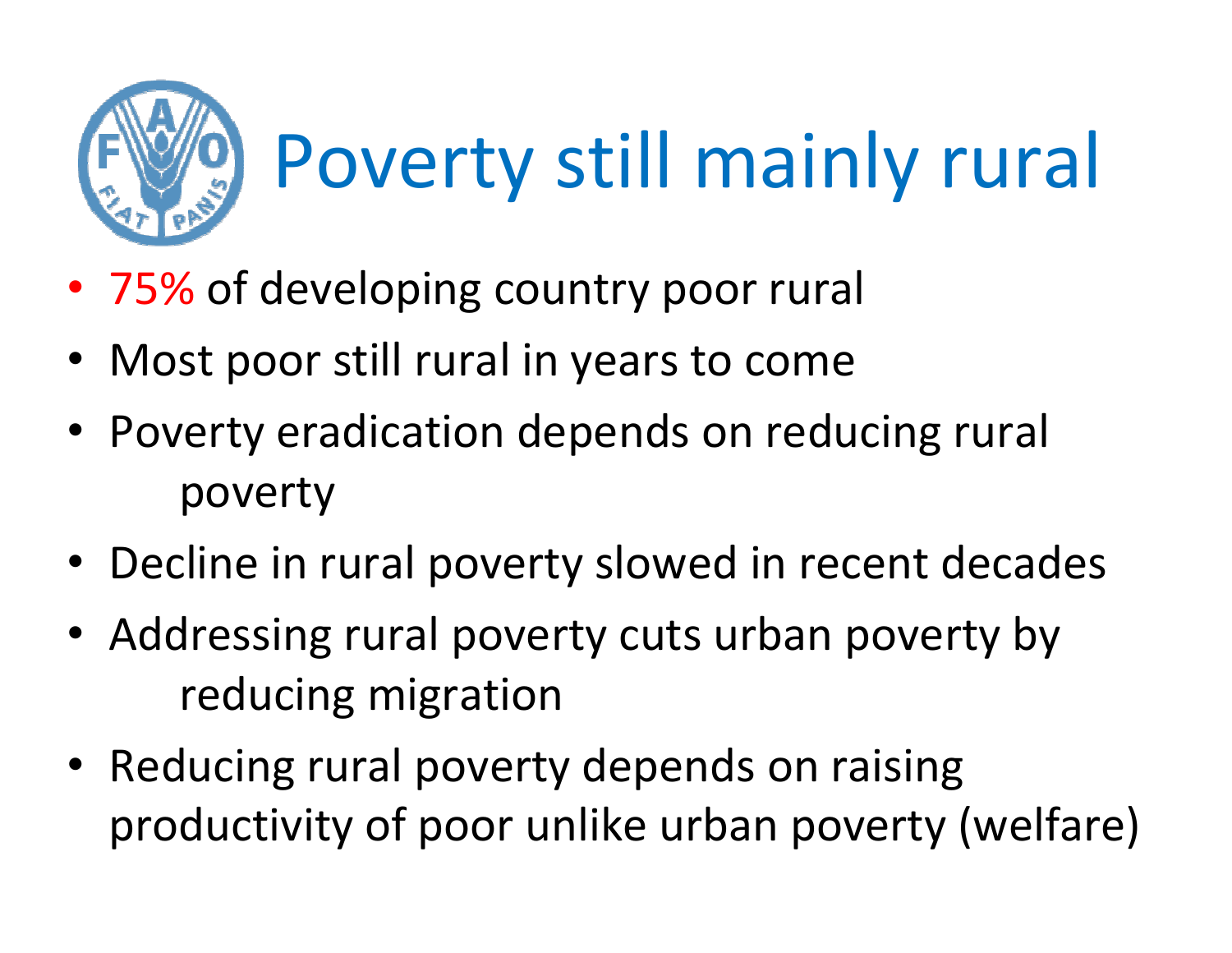# Poverty still mainly rural

- 75% of developing country poor rural
- Most poor still rural in years to come
- Poverty eradication depends on reducing rural poverty
- Decline in rural poverty slowed in recent decades
- Addressing rural poverty cuts urban poverty by reducing migration
- Reducing rural poverty depends on raising productivity of poor unlike urban poverty (welfare)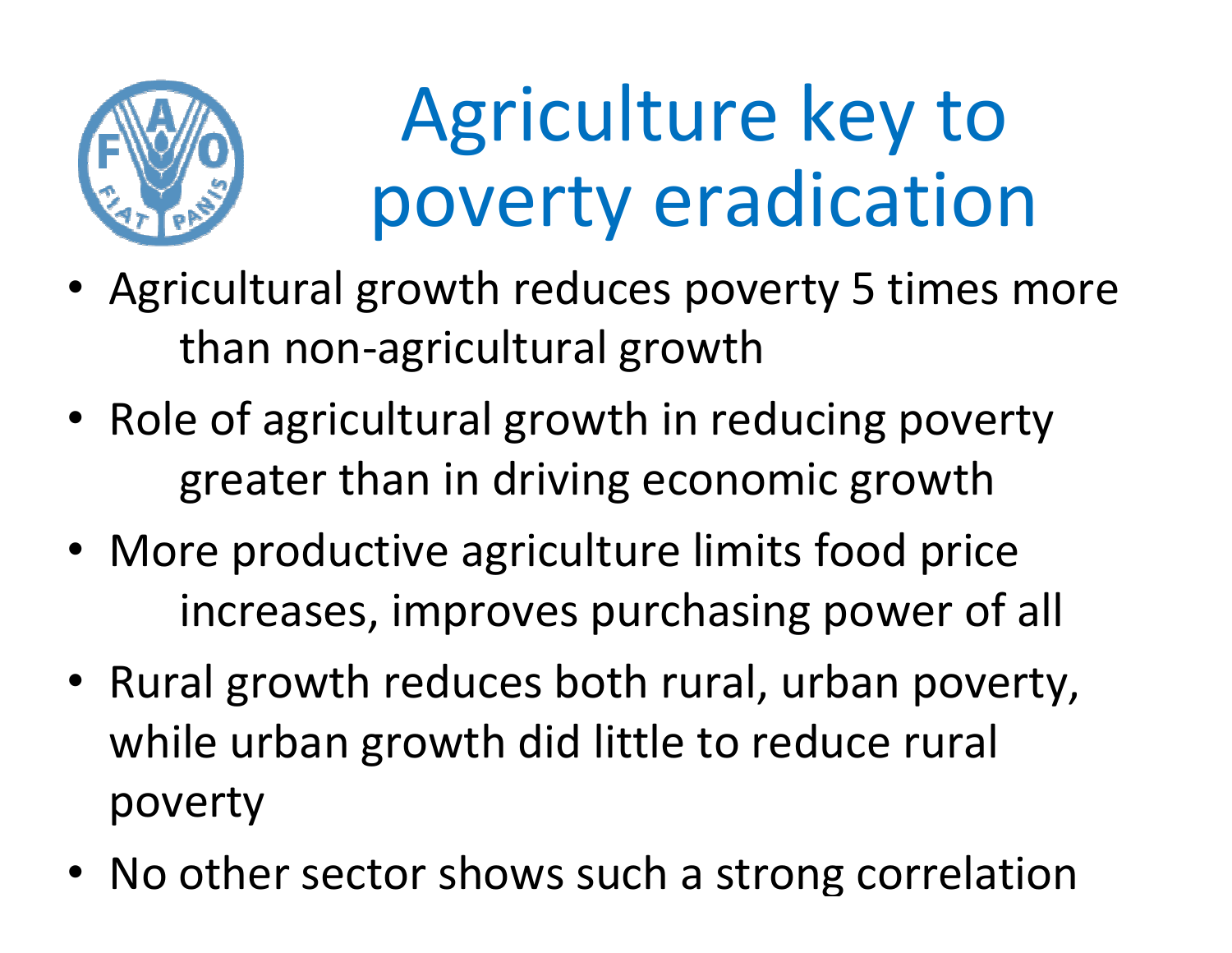# Agriculture key to poverty eradication

- Agricultural growth reduces poverty 5 times more than non-agricultural growth
- Role of agricultural growth in reducing poverty greater than in driving economic growth
- More productive agriculture limits food price increases, improves purchasing power of all
- Rural growth reduces both rural, urban poverty, while urban growth did little to reduce rural poverty
- No other sector shows such a strong correlation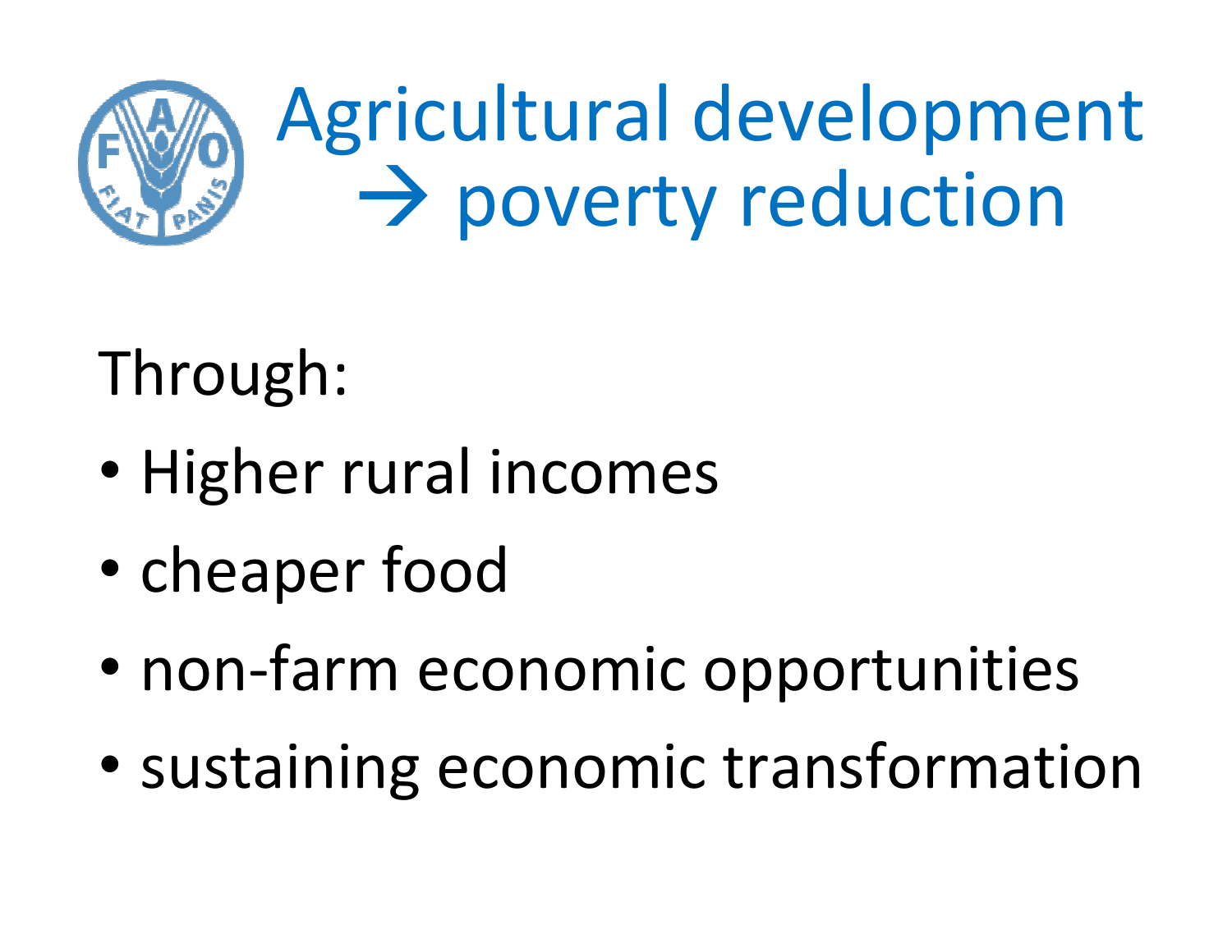# Agricultural development → poverty reduction

Through:

- Higher rural incomes
- cheaper food
- non-farm economic opportunities
- sustaining economic transformation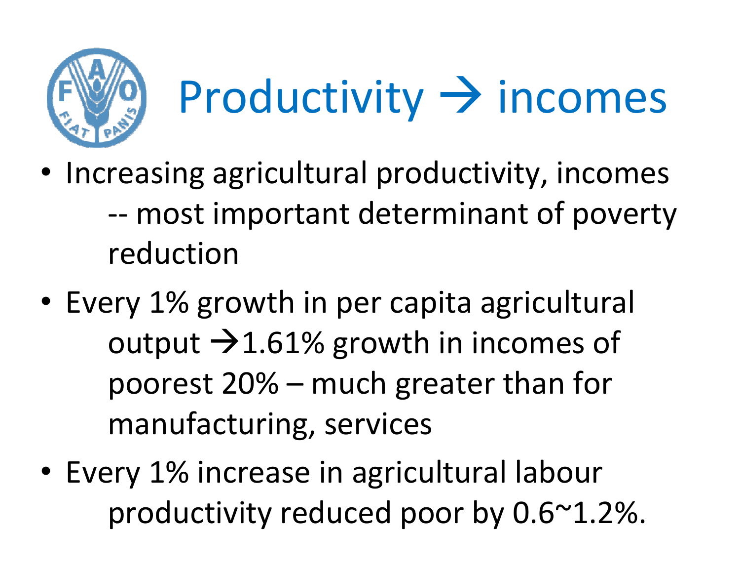# Productivity → incomes

- Increasing agricultural productivity, incomes -- most important determinant of poverty reduction
- Every 1% growth in per capita agricultural output →1.61% growth in incomes of poorest 20% – much greater than for manufacturing, services
- Every 1% increase in agricultural labour productivity reduced poor by 0.6~1.2%.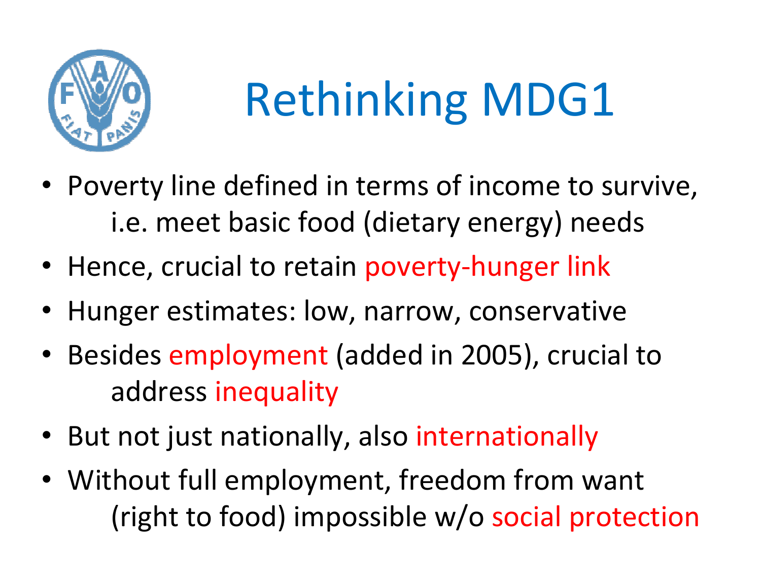# Rethinking MDG1

- Poverty line defined in terms of income to survive, i.e. meet basic food (dietary energy) needs
- Hence, crucial to retain poverty-hunger link
- Hunger estimates: low, narrow, conservative
- Besides employment (added in 2005), crucial to address inequality
- But not just nationally, also internationally
- Without full employment, freedom from want (right to food) impossible w/o social protection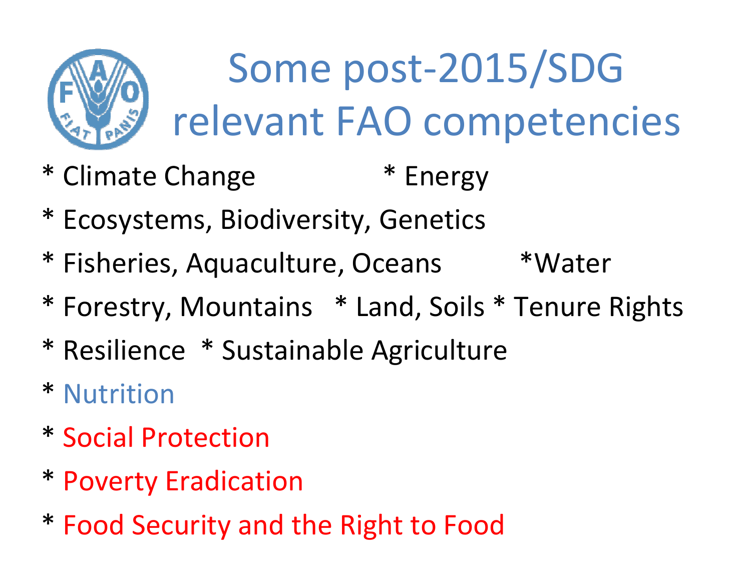# Some post-2015/SDG relevant FAO competencies

* Climate Change * Energy
* Ecosystems, Biodiversity, Genetics
* Fisheries, Aquaculture, Oceans *Water
* Forestry, Mountains * Land, Soils * Tenure Rights
* Resilience * Sustainable Agriculture
* Nutrition
* Social Protection
* Poverty Eradication
* Food Security and the Right to Food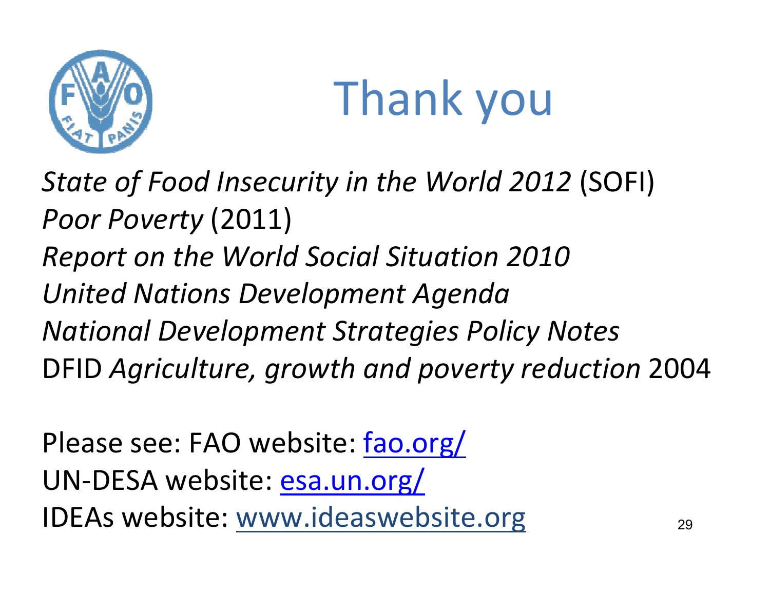# Thank you

*State of Food Insecurity in the World 2012* (SOFI)
*Poor Poverty* (2011)
*Report on the World Social Situation 2010*
*United Nations Development Agenda*
*National Development Strategies Policy Notes*
DFID *Agriculture, growth and poverty reduction* 2004

Please see: FAO website: fao.org/
UN-DESA website: esa.un.org/
IDEAs website: www.ideaswebsite.org